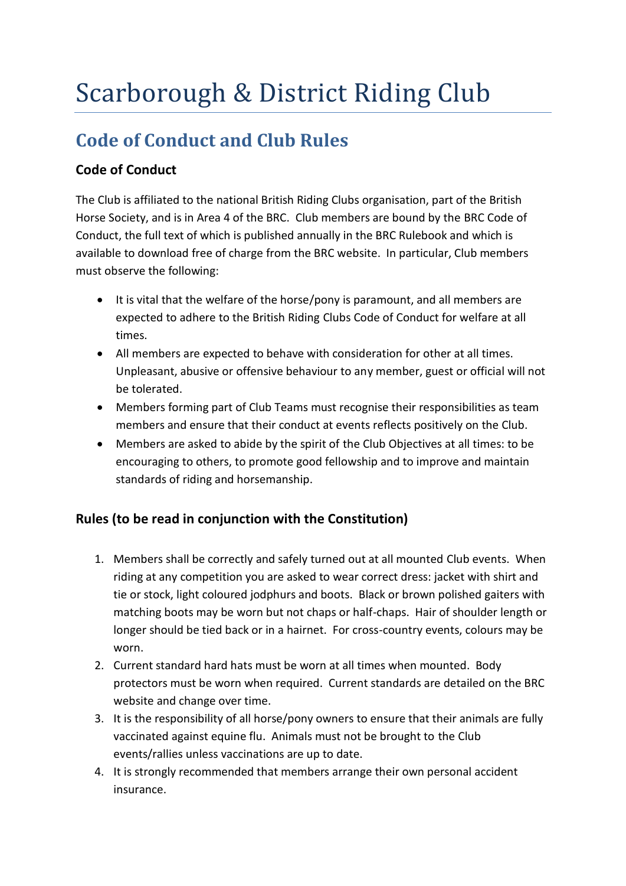# Scarborough & District Riding Club

## Code of Conduct and Club Rules

### Code of Conduct

The Club is affiliated to the national British Riding Clubs organisation, part of the British Horse Society, and is in Area 4 of the BRC. Club members are bound by the BRC Code of Conduct, the full text of which is published annually in the BRC Rulebook and which is available to download free of charge from the BRC website. In particular, Club members must observe the following:

- It is vital that the welfare of the horse/pony is paramount, and all members are expected to adhere to the British Riding Clubs Code of Conduct for welfare at all times.
- All members are expected to behave with consideration for other at all times. Unpleasant, abusive or offensive behaviour to any member, guest or official will not be tolerated.
- Members forming part of Club Teams must recognise their responsibilities as team members and ensure that their conduct at events reflects positively on the Club.
- Members are asked to abide by the spirit of the Club Objectives at all times: to be encouraging to others, to promote good fellowship and to improve and maintain standards of riding and horsemanship.

### Rules (to be read in conjunction with the Constitution)

1. Members shall be correctly and safely turned out at all mounted Club events. When riding at any competition you are asked to wear correct dress: jacket with shirt and tie or stock, light coloured jodphurs and boots. Black or brown polished gaiters with matching boots may be worn but not chaps or half-chaps. Hair of shoulder length or longer should be tied back or in a hairnet. For cross-country events, colours may be worn.
2. Current standard hard hats must be worn at all times when mounted. Body protectors must be worn when required. Current standards are detailed on the BRC website and change over time.
3. It is the responsibility of all horse/pony owners to ensure that their animals are fully vaccinated against equine flu. Animals must not be brought to the Club events/rallies unless vaccinations are up to date.
4. It is strongly recommended that members arrange their own personal accident insurance.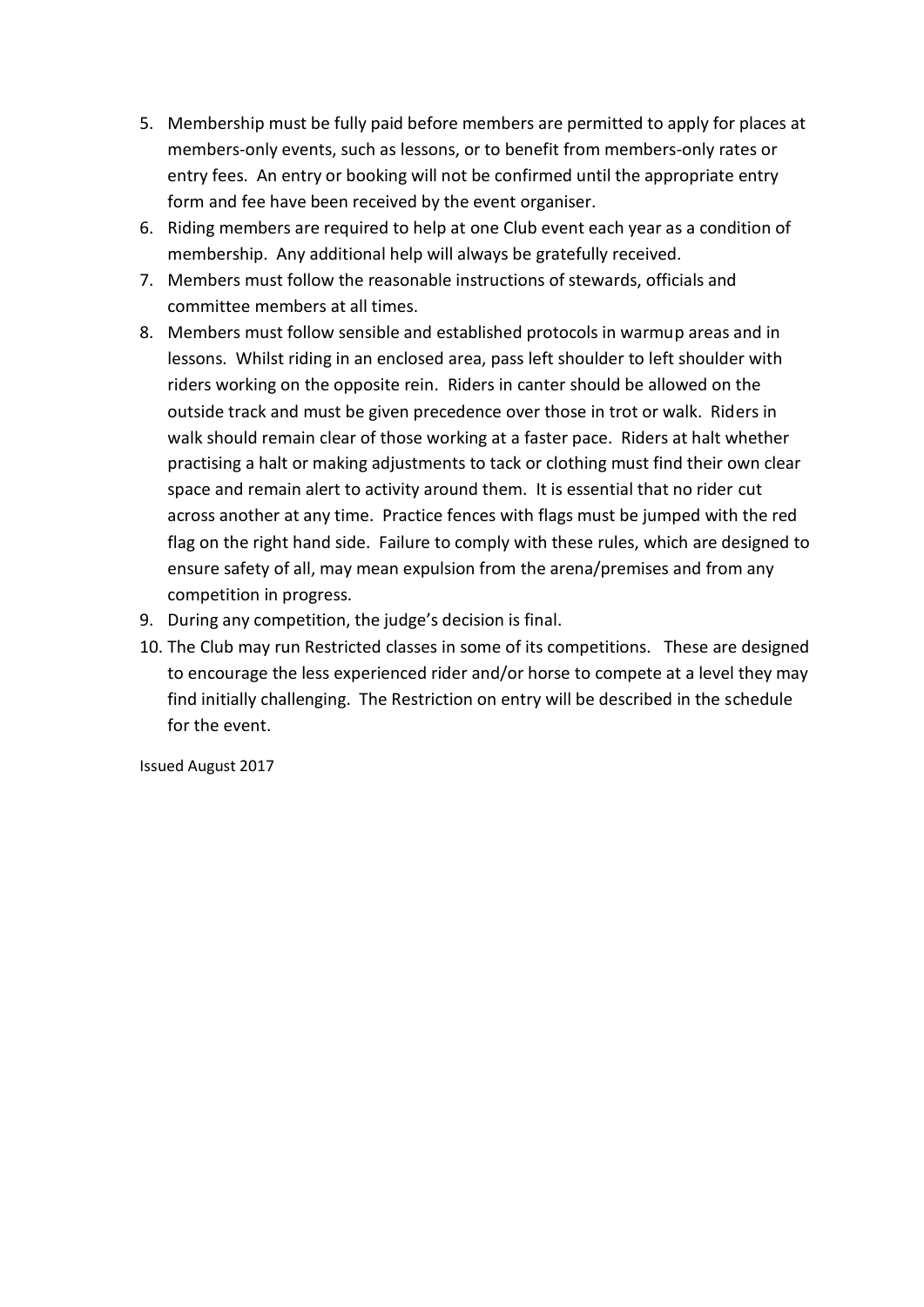5. Membership must be fully paid before members are permitted to apply for places at members-only events, such as lessons, or to benefit from members-only rates or entry fees. An entry or booking will not be confirmed until the appropriate entry form and fee have been received by the event organiser.
6. Riding members are required to help at one Club event each year as a condition of membership. Any additional help will always be gratefully received.
7. Members must follow the reasonable instructions of stewards, officials and committee members at all times.
8. Members must follow sensible and established protocols in warmup areas and in lessons. Whilst riding in an enclosed area, pass left shoulder to left shoulder with riders working on the opposite rein. Riders in canter should be allowed on the outside track and must be given precedence over those in trot or walk. Riders in walk should remain clear of those working at a faster pace. Riders at halt whether practising a halt or making adjustments to tack or clothing must find their own clear space and remain alert to activity around them. It is essential that no rider cut across another at any time. Practice fences with flags must be jumped with the red flag on the right hand side. Failure to comply with these rules, which are designed to ensure safety of all, may mean expulsion from the arena/premises and from any competition in progress.
9. During any competition, the judge's decision is final.
10. The Club may run Restricted classes in some of its competitions. These are designed to encourage the less experienced rider and/or horse to compete at a level they may find initially challenging. The Restriction on entry will be described in the schedule for the event.

Issued August 2017